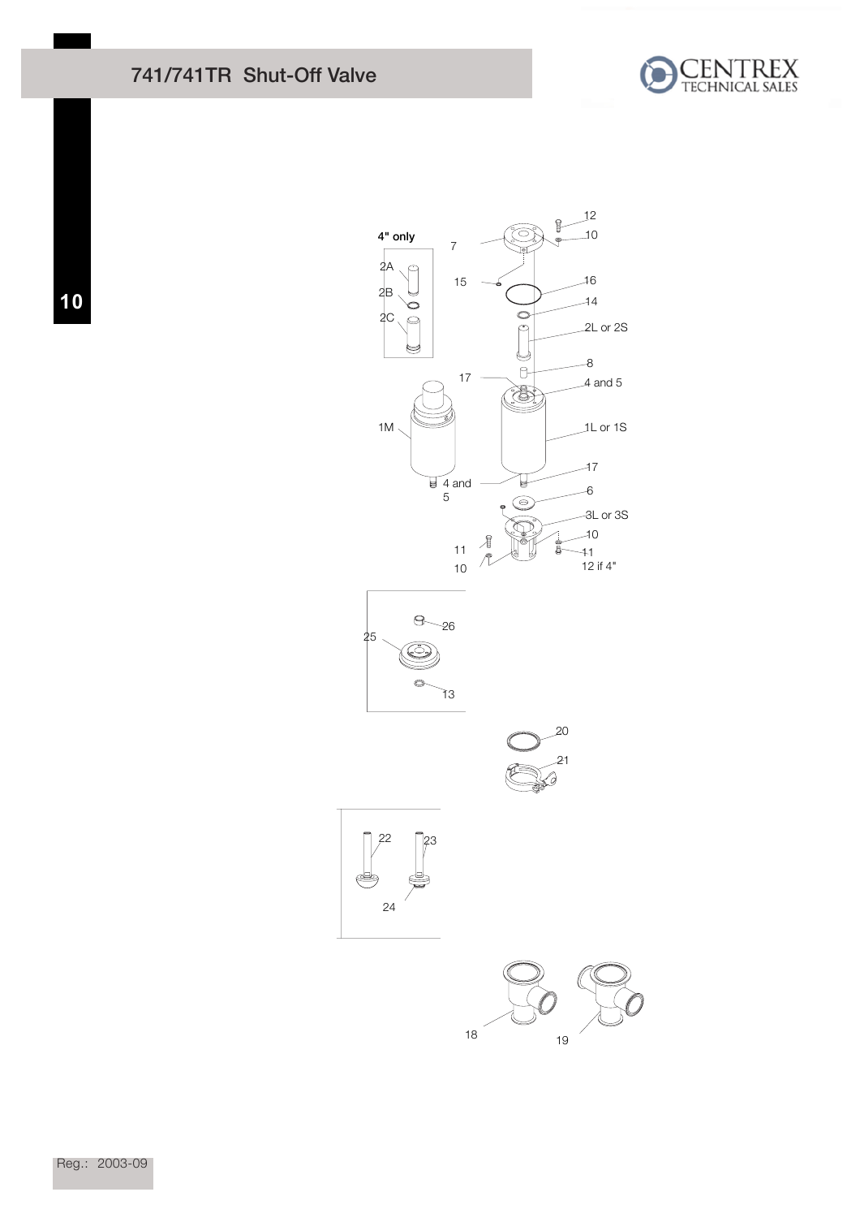# 741/741TR Shut-Off Valve

4" only

2A

2B

2C

7

12

10

15

16

14

2L or 2S

8

17

4 and 5

1M

1L or 1S

17

4 and 5

6

3L or 3S

11

10

10

11

12 if 4"

25

26

13

20

21

22

23

24

18

19

Reg.: 2003-09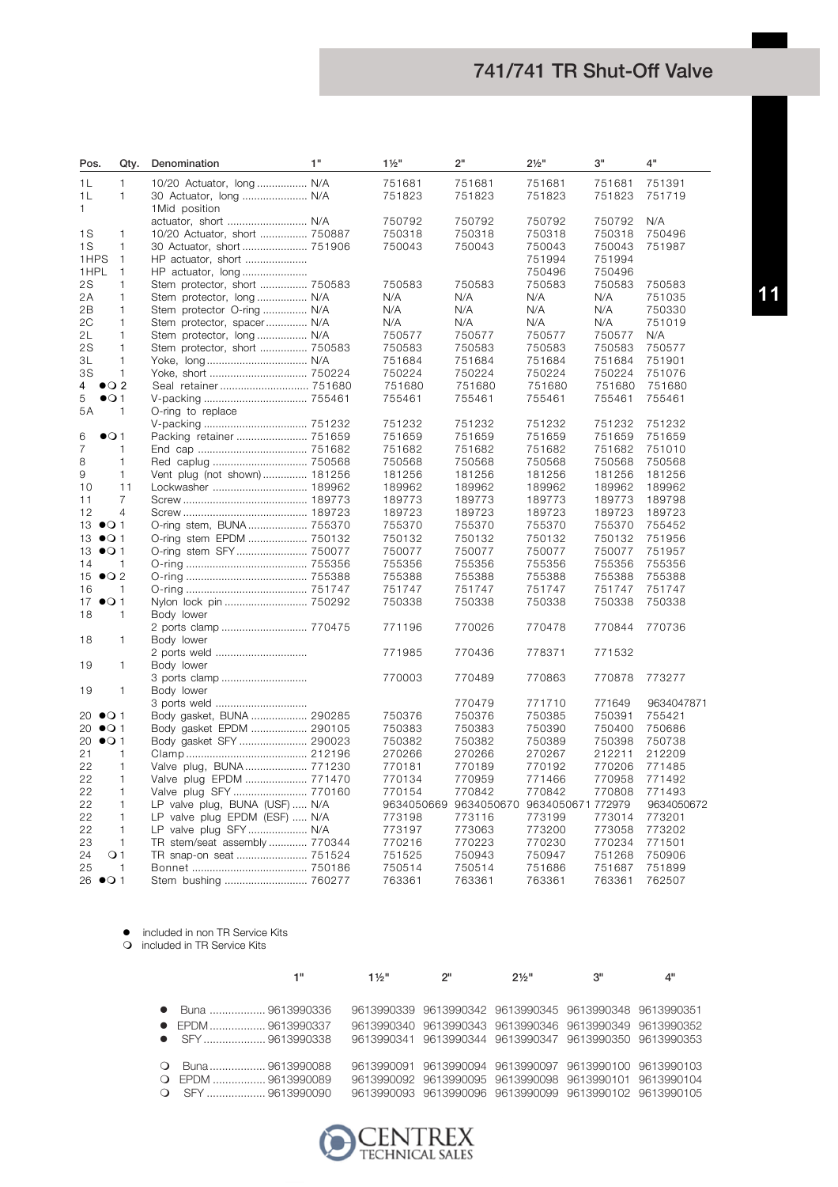# 741/741 TR Shut-Off Valve

| Pos. | Qty. | Denomination | 1" | 1½" | 2" | 2½" | 3" | 4" |
|---|---|---|---|---|---|---|---|---|
| 1L | 1 | 10/20 Actuator, long | N/A | 751681 | 751681 | 751681 | 751681 | 751391 |
| 1L | 1 | 30 Actuator, long | N/A | 751823 | 751823 | 751823 | 751823 | 751719 |
| 1 | | 1Mid position actuator, short | N/A | 750792 | 750792 | 750792 | 750792 | N/A |
| 1S | 1 | 10/20 Actuator, short | 750887 | 750318 | 750318 | 750318 | 750318 | 750496 |
| 1S | 1 | 30 Actuator, short | 751906 | 750043 | 750043 | 750043 | 750043 | 751987 |
| 1HPS | 1 | HP actuator, short | | | | 751994 | 751994 | |
| 1HPL | 1 | HP actuator, long | | | | 750496 | 750496 | |
| 2S | 1 | Stem protector, short | 750583 | 750583 | 750583 | 750583 | 750583 | 750583 |
| 2A | 1 | Stem protector, long | N/A | N/A | N/A | N/A | N/A | 751035 |
| 2B | 1 | Stem protector O-ring | N/A | N/A | N/A | N/A | N/A | 750330 |
| 2C | 1 | Stem protector, spacer | N/A | N/A | N/A | N/A | N/A | 751019 |
| 2L | 1 | Stem protector, long | N/A | 750577 | 750577 | 750577 | 750577 | N/A |
| 2S | 1 | Stem protector, short | 750583 | 750583 | 750583 | 750583 | 750583 | 750577 |
| 3L | 1 | Yoke, long | N/A | 751684 | 751684 | 751684 | 751684 | 751901 |
| 3S | 1 | Yoke, short | 750224 | 750224 | 750224 | 750224 | 750224 | 751076 |
| 4 | ●❍ 2 | Seal retainer | 751680 | 751680 | 751680 | 751680 | 751680 | 751680 |
| 5 | ●❍ 1 | V-packing | 755461 | 755461 | 755461 | 755461 | 755461 | 755461 |
| 5A | 1 | O-ring to replace V-packing | 751232 | 751232 | 751232 | 751232 | 751232 | 751232 |
| 6 | ●❍ 1 | Packing retainer | 751659 | 751659 | 751659 | 751659 | 751659 | 751659 |
| 7 | 1 | End cap | 751682 | 751682 | 751682 | 751682 | 751682 | 751010 |
| 8 | 1 | Red caplug | 750568 | 750568 | 750568 | 750568 | 750568 | 750568 |
| 9 | 1 | Vent plug (not shown) | 181256 | 181256 | 181256 | 181256 | 181256 | 181256 |
| 10 | 11 | Lockwasher | 189962 | 189962 | 189962 | 189962 | 189962 | 189962 |
| 11 | 7 | Screw | 189773 | 189773 | 189773 | 189773 | 189773 | 189798 |
| 12 | 4 | Screw | 189723 | 189723 | 189723 | 189723 | 189723 | 189723 |
| 13 | ●❍ 1 | O-ring stem, BUNA | 755370 | 755370 | 755370 | 755370 | 755370 | 755452 |
| 13 | ●❍ 1 | O-ring stem EPDM | 750132 | 750132 | 750132 | 750132 | 750132 | 751956 |
| 13 | ●❍ 1 | O-ring stem SFY | 750077 | 750077 | 750077 | 750077 | 750077 | 751957 |
| 14 | 1 | O-ring | 755356 | 755356 | 755356 | 755356 | 755356 | 755356 |
| 15 | ●❍ 2 | O-ring | 755388 | 755388 | 755388 | 755388 | 755388 | 755388 |
| 16 | 1 | O-ring | 751747 | 751747 | 751747 | 751747 | 751747 | 751747 |
| 17 | ●❍ 1 | Nylon lock pin | 750292 | 750338 | 750338 | 750338 | 750338 | 750338 |
| 18 | 1 | Body lower 2 ports clamp | 770475 | 771196 | 770026 | 770478 | 770844 | 770736 |
| 18 | 1 | Body lower 2 ports weld | | 771985 | 770436 | 778371 | 771532 | |
| 19 | 1 | Body lower 3 ports clamp | | 770003 | 770489 | 770863 | 770878 | 773277 |
| 19 | 1 | Body lower 3 ports weld | | | 770479 | 771710 | 771649 | 9634047871 |
| 20 | ●❍ 1 | Body gasket, BUNA | 290285 | 750376 | 750376 | 750385 | 750391 | 755421 |
| 20 | ●❍ 1 | Body gasket EPDM | 290105 | 750383 | 750383 | 750390 | 750400 | 750686 |
| 20 | ●❍ 1 | Body gasket SFY | 290023 | 750382 | 750382 | 750389 | 750398 | 750738 |
| 21 | 1 | Clamp | 212196 | 270266 | 270266 | 270267 | 212211 | 212209 |
| 22 | 1 | Valve plug, BUNA | 771230 | 770181 | 770189 | 770192 | 770206 | 771485 |
| 22 | 1 | Valve plug EPDM | 771470 | 770134 | 770959 | 771466 | 770958 | 771492 |
| 22 | 1 | Valve plug SFY | 770160 | 770154 | 770842 | 770842 | 770808 | 771493 |
| 22 | 1 | LP valve plug, BUNA (USF) | N/A | 9634050669 | 9634050670 | 9634050671 | 772979 | 9634050672 |
| 22 | 1 | LP valve plug EPDM (ESF) | N/A | 773198 | 773116 | 773199 | 773014 | 773201 |
| 22 | 1 | LP valve plug SFY | N/A | 773197 | 773063 | 773200 | 773058 | 773202 |
| 23 | 1 | TR stem/seat assembly | 770344 | 770216 | 770223 | 770230 | 770234 | 771501 |
| 24 | ❍ 1 | TR snap-on seat | 751524 | 751525 | 750943 | 750947 | 751268 | 750906 |
| 25 | 1 | Bonnet | 750186 | 750514 | 750514 | 751686 | 751687 | 751899 |
| 26 | ●❍ 1 | Stem bushing | 760277 | 763361 | 763361 | 763361 | 763361 | 762507 |

● included in non TR Service Kits
❍ included in TR Service Kits

| | 1" | 1½" | 2" | 2½" | 3" | 4" |
|---|---|---|---|---|---|---|
| ● Buna | 9613990336 | 9613990339 | 9613990342 | 9613990345 | 9613990348 | 9613990351 |
| ● EPDM | 9613990337 | 9613990340 | 9613990343 | 9613990346 | 9613990349 | 9613990352 |
| ● SFY | 9613990338 | 9613990341 | 9613990344 | 9613990347 | 9613990350 | 9613990353 |
| ❍ Buna | 9613990088 | 9613990091 | 9613990094 | 9613990097 | 9613990100 | 9613990103 |
| ❍ EPDM | 9613990089 | 9613990092 | 9613990095 | 9613990098 | 9613990101 | 9613990104 |
| ❍ SFY | 9613990090 | 9613990093 | 9613990096 | 9613990099 | 9613990102 | 9613990105 |

CENTREX TECHNICAL SALES